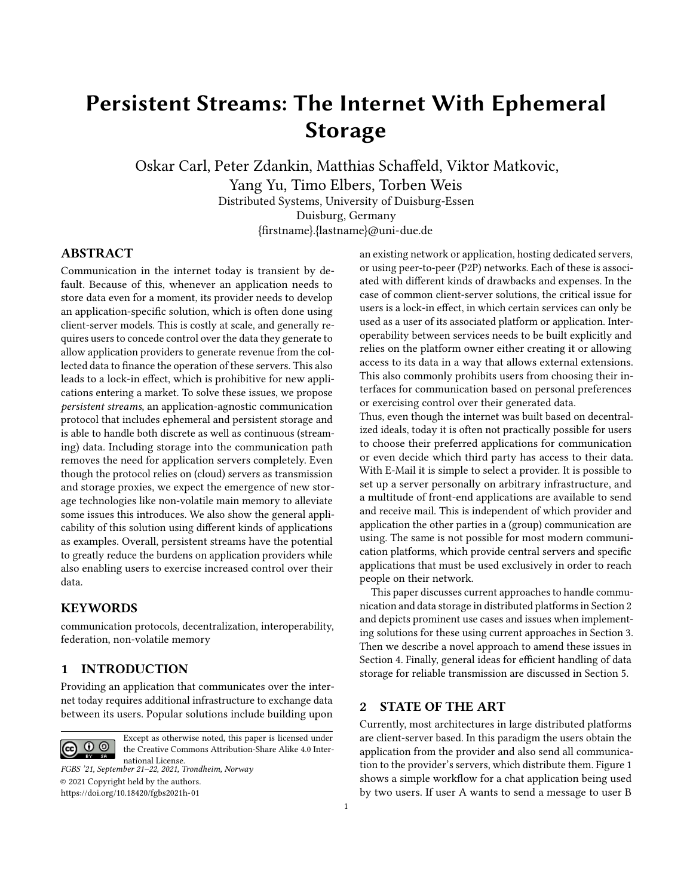# Persistent Streams: The Internet With Ephemeral Storage

Oskar Carl, Peter Zdankin, Matthias Schaffeld, Viktor Matkovic, Yang Yu, Timo Elbers, Torben Weis

Distributed Systems, University of Duisburg-Essen
Duisburg, Germany
{firstname}.{lastname}@uni-due.de

## ABSTRACT

Communication in the internet today is transient by default. Because of this, whenever an application needs to store data even for a moment, its provider needs to develop an application-specific solution, which is often done using client-server models. This is costly at scale, and generally requires users to concede control over the data they generate to allow application providers to generate revenue from the collected data to finance the operation of these servers. This also leads to a lock-in effect, which is prohibitive for new applications entering a market. To solve these issues, we propose *persistent streams*, an application-agnostic communication protocol that includes ephemeral and persistent storage and is able to handle both discrete as well as continuous (streaming) data. Including storage into the communication path removes the need for application servers completely. Even though the protocol relies on (cloud) servers as transmission and storage proxies, we expect the emergence of new storage technologies like non-volatile main memory to alleviate some issues this introduces. We also show the general applicability of this solution using different kinds of applications as examples. Overall, persistent streams have the potential to greatly reduce the burdens on application providers while also enabling users to exercise increased control over their data.

## KEYWORDS

communication protocols, decentralization, interoperability, federation, non-volatile memory

## 1 INTRODUCTION

Providing an application that communicates over the internet today requires additional infrastructure to exchange data between its users. Popular solutions include building upon an existing network or application, hosting dedicated servers, or using peer-to-peer (P2P) networks. Each of these is associated with different kinds of drawbacks and expenses. In the case of common client-server solutions, the critical issue for users is a lock-in effect, in which certain services can only be used as a user of its associated platform or application. Interoperability between services needs to be built explicitly and relies on the platform owner either creating it or allowing access to its data in a way that allows external extensions. This also commonly prohibits users from choosing their interfaces for communication based on personal preferences or exercising control over their generated data.

Thus, even though the internet was built based on decentralized ideals, today it is often not practically possible for users to choose their preferred applications for communication or even decide which third party has access to their data. With E-Mail it is simple to select a provider. It is possible to set up a server personally on arbitrary infrastructure, and a multitude of front-end applications are available to send and receive mail. This is independent of which provider and application the other parties in a (group) communication are using. The same is not possible for most modern communication platforms, which provide central servers and specific applications that must be used exclusively in order to reach people on their network.

This paper discusses current approaches to handle communication and data storage in distributed platforms in Section 2 and depicts prominent use cases and issues when implementing solutions for these using current approaches in Section 3. Then we describe a novel approach to amend these issues in Section 4. Finally, general ideas for efficient handling of data storage for reliable transmission are discussed in Section 5.

## 2 STATE OF THE ART

Currently, most architectures in large distributed platforms are client-server based. In this paradigm the users obtain the application from the provider and also send all communication to the provider's servers, which distribute them. Figure 1 shows a simple workflow for a chat application being used by two users. If user A wants to send a message to user B

Except as otherwise noted, this paper is licensed under the Creative Commons Attribution-Share Alike 4.0 International License.
*FGBS '21, September 21–22, 2021, Trondheim, Norway*
© 2021 Copyright held by the authors.
https://doi.org/10.18420/fgbs2021h-01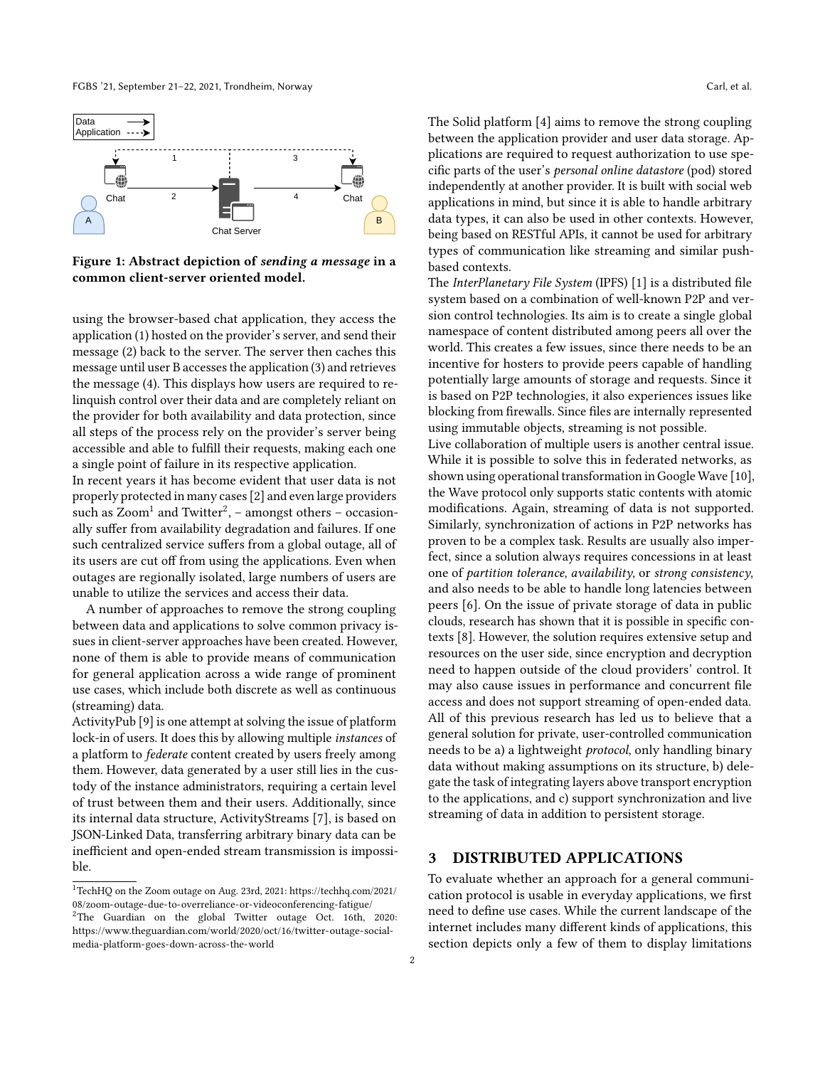**Figure 1: Abstract depiction of *sending a message* in a common client-server oriented model.**

using the browser-based chat application, they access the application (1) hosted on the provider's server, and send their message (2) back to the server. The server then caches this message until user B accesses the application (3) and retrieves the message (4). This displays how users are required to relinquish control over their data and are completely reliant on the provider for both availability and data protection, since all steps of the process rely on the provider's server being accessible and able to fulfill their requests, making each one a single point of failure in its respective application.

In recent years it has become evident that user data is not properly protected in many cases [2] and even large providers such as Zoom[1] and Twitter[2], – amongst others – occasionally suffer from availability degradation and failures. If one such centralized service suffers from a global outage, all of its users are cut off from using the applications. Even when outages are regionally isolated, large numbers of users are unable to utilize the services and access their data.

A number of approaches to remove the strong coupling between data and applications to solve common privacy issues in client-server approaches have been created. However, none of them is able to provide means of communication for general application across a wide range of prominent use cases, which include both discrete as well as continuous (streaming) data.

ActivityPub [9] is one attempt at solving the issue of platform lock-in of users. It does this by allowing multiple *instances* of a platform to *federate* content created by users freely among them. However, data generated by a user still lies in the custody of the instance administrators, requiring a certain level of trust between them and their users. Additionally, since its internal data structure, ActivityStreams [7], is based on JSON-Linked Data, transferring arbitrary binary data can be inefficient and open-ended stream transmission is impossible.

[1] TechHQ on the Zoom outage on Aug. 23rd, 2021: https://techhq.com/2021/08/zoom-outage-due-to-overreliance-or-videoconferencing-fatigue/

[2] The Guardian on the global Twitter outage Oct. 16th, 2020: https://www.theguardian.com/world/2020/oct/16/twitter-outage-social-media-platform-goes-down-across-the-world

The Solid platform [4] aims to remove the strong coupling between the application provider and user data storage. Applications are required to request authorization to use specific parts of the user's *personal online datastore* (pod) stored independently at another provider. It is built with social web applications in mind, but since it is able to handle arbitrary data types, it can also be used in other contexts. However, being based on RESTful APIs, it cannot be used for arbitrary types of communication like streaming and similar push-based contexts.

The *InterPlanetary File System* (IPFS) [1] is a distributed file system based on a combination of well-known P2P and version control technologies. Its aim is to create a single global namespace of content distributed among peers all over the world. This creates a few issues, since there needs to be an incentive for hosters to provide peers capable of handling potentially large amounts of storage and requests. Since it is based on P2P technologies, it also experiences issues like blocking from firewalls. Since files are internally represented using immutable objects, streaming is not possible.

Live collaboration of multiple users is another central issue. While it is possible to solve this in federated networks, as shown using operational transformation in Google Wave [10], the Wave protocol only supports static contents with atomic modifications. Again, streaming of data is not supported. Similarly, synchronization of actions in P2P networks has proven to be a complex task. Results are usually also imperfect, since a solution always requires concessions in at least one of *partition tolerance*, *availability*, or *strong consistency*, and also needs to be able to handle long latencies between peers [6]. On the issue of private storage of data in public clouds, research has shown that it is possible in specific contexts [8]. However, the solution requires extensive setup and resources on the user side, since encryption and decryption need to happen outside of the cloud providers' control. It may also cause issues in performance and concurrent file access and does not support streaming of open-ended data.

All of this previous research has led us to believe that a general solution for private, user-controlled communication needs to be a) a lightweight *protocol*, only handling binary data without making assumptions on its structure, b) delegate the task of integrating layers above transport encryption to the applications, and c) support synchronization and live streaming of data in addition to persistent storage.

## 3 DISTRIBUTED APPLICATIONS

To evaluate whether an approach for a general communication protocol is usable in everyday applications, we first need to define use cases. While the current landscape of the internet includes many different kinds of applications, this section depicts only a few of them to display limitations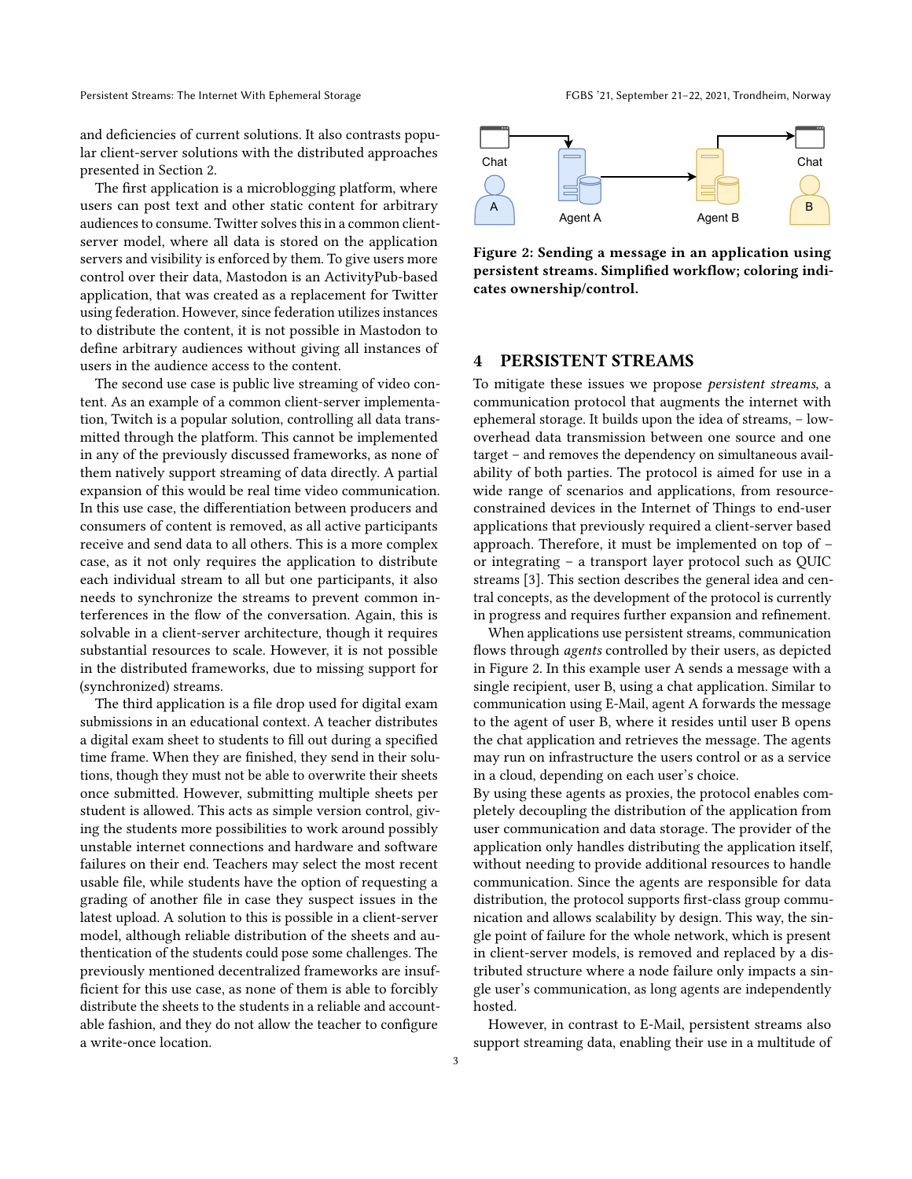and deficiencies of current solutions. It also contrasts popular client-server solutions with the distributed approaches presented in Section 2.

The first application is a microblogging platform, where users can post text and other static content for arbitrary audiences to consume. Twitter solves this in a common client-server model, where all data is stored on the application servers and visibility is enforced by them. To give users more control over their data, Mastodon is an ActivityPub-based application, that was created as a replacement for Twitter using federation. However, since federation utilizes instances to distribute the content, it is not possible in Mastodon to define arbitrary audiences without giving all instances of users in the audience access to the content.

The second use case is public live streaming of video content. As an example of a common client-server implementation, Twitch is a popular solution, controlling all data transmitted through the platform. This cannot be implemented in any of the previously discussed frameworks, as none of them natively support streaming of data directly. A partial expansion of this would be real time video communication. In this use case, the differentiation between producers and consumers of content is removed, as all active participants receive and send data to all others. This is a more complex case, as it not only requires the application to distribute each individual stream to all but one participants, it also needs to synchronize the streams to prevent common interferences in the flow of the conversation. Again, this is solvable in a client-server architecture, though it requires substantial resources to scale. However, it is not possible in the distributed frameworks, due to missing support for (synchronized) streams.

The third application is a file drop used for digital exam submissions in an educational context. A teacher distributes a digital exam sheet to students to fill out during a specified time frame. When they are finished, they send in their solutions, though they must not be able to overwrite their sheets once submitted. However, submitting multiple sheets per student is allowed. This acts as simple version control, giving the students more possibilities to work around possibly unstable internet connections and hardware and software failures on their end. Teachers may select the most recent usable file, while students have the option of requesting a grading of another file in case they suspect issues in the latest upload. A solution to this is possible in a client-server model, although reliable distribution of the sheets and authentication of the students could pose some challenges. The previously mentioned decentralized frameworks are insufficient for this use case, as none of them is able to forcibly distribute the sheets to the students in a reliable and accountable fashion, and they do not allow the teacher to configure a write-once location.

**Figure 2: Sending a message in an application using persistent streams. Simplified workflow; coloring indicates ownership/control.**

## 4 PERSISTENT STREAMS

To mitigate these issues we propose *persistent streams*, a communication protocol that augments the internet with ephemeral storage. It builds upon the idea of streams, – low-overhead data transmission between one source and one target – and removes the dependency on simultaneous availability of both parties. The protocol is aimed for use in a wide range of scenarios and applications, from resource-constrained devices in the Internet of Things to end-user applications that previously required a client-server based approach. Therefore, it must be implemented on top of – or integrating – a transport layer protocol such as QUIC streams [3]. This section describes the general idea and central concepts, as the development of the protocol is currently in progress and requires further expansion and refinement.

When applications use persistent streams, communication flows through *agents* controlled by their users, as depicted in Figure 2. In this example user A sends a message with a single recipient, user B, using a chat application. Similar to communication using E-Mail, agent A forwards the message to the agent of user B, where it resides until user B opens the chat application and retrieves the message. The agents may run on infrastructure the users control or as a service in a cloud, depending on each user's choice.

By using these agents as proxies, the protocol enables completely decoupling the distribution of the application from user communication and data storage. The provider of the application only handles distributing the application itself, without needing to provide additional resources to handle communication. Since the agents are responsible for data distribution, the protocol supports first-class group communication and allows scalability by design. This way, the single point of failure for the whole network, which is present in client-server models, is removed and replaced by a distributed structure where a node failure only impacts a single user's communication, as long agents are independently hosted.

However, in contrast to E-Mail, persistent streams also support streaming data, enabling their use in a multitude of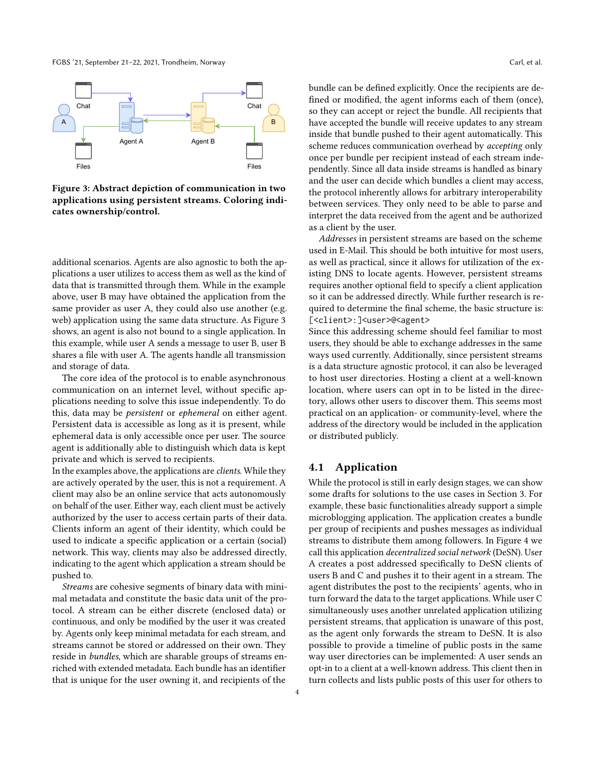**Figure 3: Abstract depiction of communication in two applications using persistent streams. Coloring indicates ownership/control.**

additional scenarios. Agents are also agnostic to both the applications a user utilizes to access them as well as the kind of data that is transmitted through them. While in the example above, user B may have obtained the application from the same provider as user A, they could also use another (e.g. web) application using the same data structure. As Figure 3 shows, an agent is also not bound to a single application. In this example, while user A sends a message to user B, user B shares a file with user A. The agents handle all transmission and storage of data.

The core idea of the protocol is to enable asynchronous communication on an internet level, without specific applications needing to solve this issue independently. To do this, data may be *persistent* or *ephemeral* on either agent. Persistent data is accessible as long as it is present, while ephemeral data is only accessible once per user. The source agent is additionally able to distinguish which data is kept private and which is served to recipients.

In the examples above, the applications are *clients*. While they are actively operated by the user, this is not a requirement. A client may also be an online service that acts autonomously on behalf of the user. Either way, each client must be actively authorized by the user to access certain parts of their data. Clients inform an agent of their identity, which could be used to indicate a specific application or a certain (social) network. This way, clients may also be addressed directly, indicating to the agent which application a stream should be pushed to.

*Streams* are cohesive segments of binary data with minimal metadata and constitute the basic data unit of the protocol. A stream can be either discrete (enclosed data) or continuous, and only be modified by the user it was created by. Agents only keep minimal metadata for each stream, and streams cannot be stored or addressed on their own. They reside in *bundles*, which are sharable groups of streams enriched with extended metadata. Each bundle has an identifier that is unique for the user owning it, and recipients of the bundle can be defined explicitly. Once the recipients are defined or modified, the agent informs each of them (once), so they can accept or reject the bundle. All recipients that have accepted the bundle will receive updates to any stream inside that bundle pushed to their agent automatically. This scheme reduces communication overhead by *accepting* only once per bundle per recipient instead of each stream independently. Since all data inside streams is handled as binary and the user can decide which bundles a client may access, the protocol inherently allows for arbitrary interoperability between services. They only need to be able to parse and interpret the data received from the agent and be authorized as a client by the user.

*Addresses* in persistent streams are based on the scheme used in E-Mail. This should be both intuitive for most users, as well as practical, since it allows for utilization of the existing DNS to locate agents. However, persistent streams requires another optional field to specify a client application so it can be addressed directly. While further research is required to determine the final scheme, the basic structure is: `[<client>:]<user>@<agent>`

Since this addressing scheme should feel familiar to most users, they should be able to exchange addresses in the same ways used currently. Additionally, since persistent streams is a data structure agnostic protocol, it can also be leveraged to host user directories. Hosting a client at a well-known location, where users can opt in to be listed in the directory, allows other users to discover them. This seems most practical on an application- or community-level, where the address of the directory would be included in the application or distributed publicly.

## 4.1 Application

While the protocol is still in early design stages, we can show some drafts for solutions to the use cases in Section 3. For example, these basic functionalities already support a simple microblogging application. The application creates a bundle per group of recipients and pushes messages as individual streams to distribute them among followers. In Figure 4 we call this application *decentralized social network* (DeSN). User A creates a post addressed specifically to DeSN clients of users B and C and pushes it to their agent in a stream. The agent distributes the post to the recipients' agents, who in turn forward the data to the target applications. While user C simultaneously uses another unrelated application utilizing persistent streams, that application is unaware of this post, as the agent only forwards the stream to DeSN. It is also possible to provide a timeline of public posts in the same way user directories can be implemented: A user sends an opt-in to a client at a well-known address. This client then in turn collects and lists public posts of this user for others to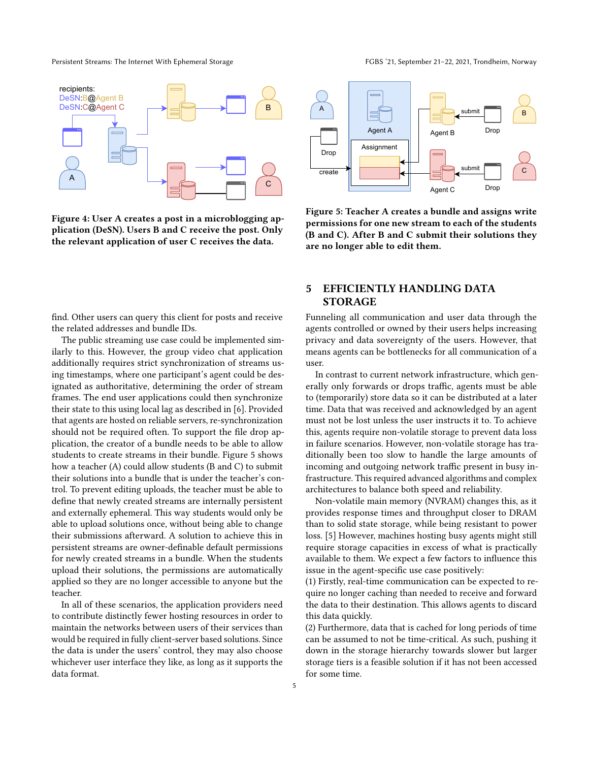Figure 4: User A creates a post in a microblogging application (DeSN). Users B and C receive the post. Only the relevant application of user C receives the data.

Figure 5: Teacher A creates a bundle and assigns write permissions for one new stream to each of the students (B and C). After B and C submit their solutions they are no longer able to edit them.

find. Other users can query this client for posts and receive the related addresses and bundle IDs.

The public streaming use case could be implemented similarly to this. However, the group video chat application additionally requires strict synchronization of streams using timestamps, where one participant's agent could be designated as authoritative, determining the order of stream frames. The end user applications could then synchronize their state to this using local lag as described in [6]. Provided that agents are hosted on reliable servers, re-synchronization should not be required often. To support the file drop application, the creator of a bundle needs to be able to allow students to create streams in their bundle. Figure 5 shows how a teacher (A) could allow students (B and C) to submit their solutions into a bundle that is under the teacher's control. To prevent editing uploads, the teacher must be able to define that newly created streams are internally persistent and externally ephemeral. This way students would only be able to upload solutions once, without being able to change their submissions afterward. A solution to achieve this in persistent streams are owner-definable default permissions for newly created streams in a bundle. When the students upload their solutions, the permissions are automatically applied so they are no longer accessible to anyone but the teacher.

In all of these scenarios, the application providers need to contribute distinctly fewer hosting resources in order to maintain the networks between users of their services than would be required in fully client-server based solutions. Since the data is under the users' control, they may also choose whichever user interface they like, as long as it supports the data format.

## 5 EFFICIENTLY HANDLING DATA STORAGE

Funneling all communication and user data through the agents controlled or owned by their users helps increasing privacy and data sovereignty of the users. However, that means agents can be bottlenecks for all communication of a user.

In contrast to current network infrastructure, which generally only forwards or drops traffic, agents must be able to (temporarily) store data so it can be distributed at a later time. Data that was received and acknowledged by an agent must not be lost unless the user instructs it to. To achieve this, agents require non-volatile storage to prevent data loss in failure scenarios. However, non-volatile storage has traditionally been too slow to handle the large amounts of incoming and outgoing network traffic present in busy infrastructure. This required advanced algorithms and complex architectures to balance both speed and reliability.

Non-volatile main memory (NVRAM) changes this, as it provides response times and throughput closer to DRAM than to solid state storage, while being resistant to power loss. [5] However, machines hosting busy agents might still require storage capacities in excess of what is practically available to them. We expect a few factors to influence this issue in the agent-specific use case positively:

(1) Firstly, real-time communication can be expected to require no longer caching than needed to receive and forward the data to their destination. This allows agents to discard this data quickly.

(2) Furthermore, data that is cached for long periods of time can be assumed to not be time-critical. As such, pushing it down in the storage hierarchy towards slower but larger storage tiers is a feasible solution if it has not been accessed for some time.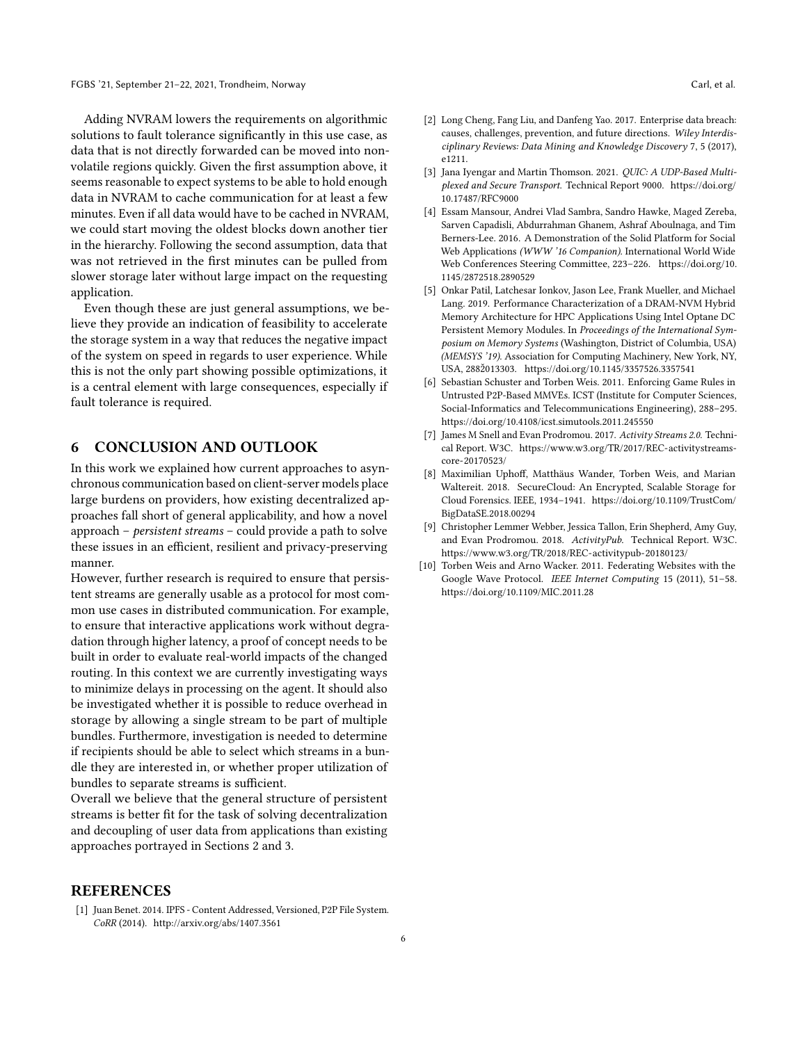Adding NVRAM lowers the requirements on algorithmic solutions to fault tolerance significantly in this use case, as data that is not directly forwarded can be moved into non-volatile regions quickly. Given the first assumption above, it seems reasonable to expect systems to be able to hold enough data in NVRAM to cache communication for at least a few minutes. Even if all data would have to be cached in NVRAM, we could start moving the oldest blocks down another tier in the hierarchy. Following the second assumption, data that was not retrieved in the first minutes can be pulled from slower storage later without large impact on the requesting application.

Even though these are just general assumptions, we believe they provide an indication of feasibility to accelerate the storage system in a way that reduces the negative impact of the system on speed in regards to user experience. While this is not the only part showing possible optimizations, it is a central element with large consequences, especially if fault tolerance is required.

## 6 CONCLUSION AND OUTLOOK

In this work we explained how current approaches to asynchronous communication based on client-server models place large burdens on providers, how existing decentralized approaches fall short of general applicability, and how a novel approach – *persistent streams* – could provide a path to solve these issues in an efficient, resilient and privacy-preserving manner.

However, further research is required to ensure that persistent streams are generally usable as a protocol for most common use cases in distributed communication. For example, to ensure that interactive applications work without degradation through higher latency, a proof of concept needs to be built in order to evaluate real-world impacts of the changed routing. In this context we are currently investigating ways to minimize delays in processing on the agent. It should also be investigated whether it is possible to reduce overhead in storage by allowing a single stream to be part of multiple bundles. Furthermore, investigation is needed to determine if recipients should be able to select which streams in a bundle they are interested in, or whether proper utilization of bundles to separate streams is sufficient.

Overall we believe that the general structure of persistent streams is better fit for the task of solving decentralization and decoupling of user data from applications than existing approaches portrayed in Sections 2 and 3.

## REFERENCES

[1] Juan Benet. 2014. IPFS - Content Addressed, Versioned, P2P File System. *CoRR* (2014). http://arxiv.org/abs/1407.3561

[2] Long Cheng, Fang Liu, and Danfeng Yao. 2017. Enterprise data breach: causes, challenges, prevention, and future directions. *Wiley Interdisciplinary Reviews: Data Mining and Knowledge Discovery* 7, 5 (2017), e1211.

[3] Jana Iyengar and Martin Thomson. 2021. *QUIC: A UDP-Based Multiplexed and Secure Transport.* Technical Report 9000. https://doi.org/10.17487/RFC9000

[4] Essam Mansour, Andrei Vlad Sambra, Sandro Hawke, Maged Zereba, Sarven Capadisli, Abdurrahman Ghanem, Ashraf Aboulnaga, and Tim Berners-Lee. 2016. A Demonstration of the Solid Platform for Social Web Applications *(WWW '16 Companion)*. International World Wide Web Conferences Steering Committee, 223–226. https://doi.org/10.1145/2872518.2890529

[5] Onkar Patil, Latchesar Ionkov, Jason Lee, Frank Mueller, and Michael Lang. 2019. Performance Characterization of a DRAM-NVM Hybrid Memory Architecture for HPC Applications Using Intel Optane DC Persistent Memory Modules. In *Proceedings of the International Symposium on Memory Systems* (Washington, District of Columbia, USA) *(MEMSYS '19)*. Association for Computing Machinery, New York, NY, USA, 288ž013303. https://doi.org/10.1145/3357526.3357541

[6] Sebastian Schuster and Torben Weis. 2011. Enforcing Game Rules in Untrusted P2P-Based MMVEs. ICST (Institute for Computer Sciences, Social-Informatics and Telecommunications Engineering), 288–295. https://doi.org/10.4108/icst.simutools.2011.245550

[7] James M Snell and Evan Prodromou. 2017. *Activity Streams 2.0.* Technical Report. W3C. https://www.w3.org/TR/2017/REC-activitystreams-core-20170523/

[8] Maximilian Uphoff, Matthäus Wander, Torben Weis, and Marian Waltereit. 2018. SecureCloud: An Encrypted, Scalable Storage for Cloud Forensics. IEEE, 1934–1941. https://doi.org/10.1109/TrustCom/BigDataSE.2018.00294

[9] Christopher Lemmer Webber, Jessica Tallon, Erin Shepherd, Amy Guy, and Evan Prodromou. 2018. *ActivityPub.* Technical Report. W3C. https://www.w3.org/TR/2018/REC-activitypub-20180123/

[10] Torben Weis and Arno Wacker. 2011. Federating Websites with the Google Wave Protocol. *IEEE Internet Computing* 15 (2011), 51–58. https://doi.org/10.1109/MIC.2011.28